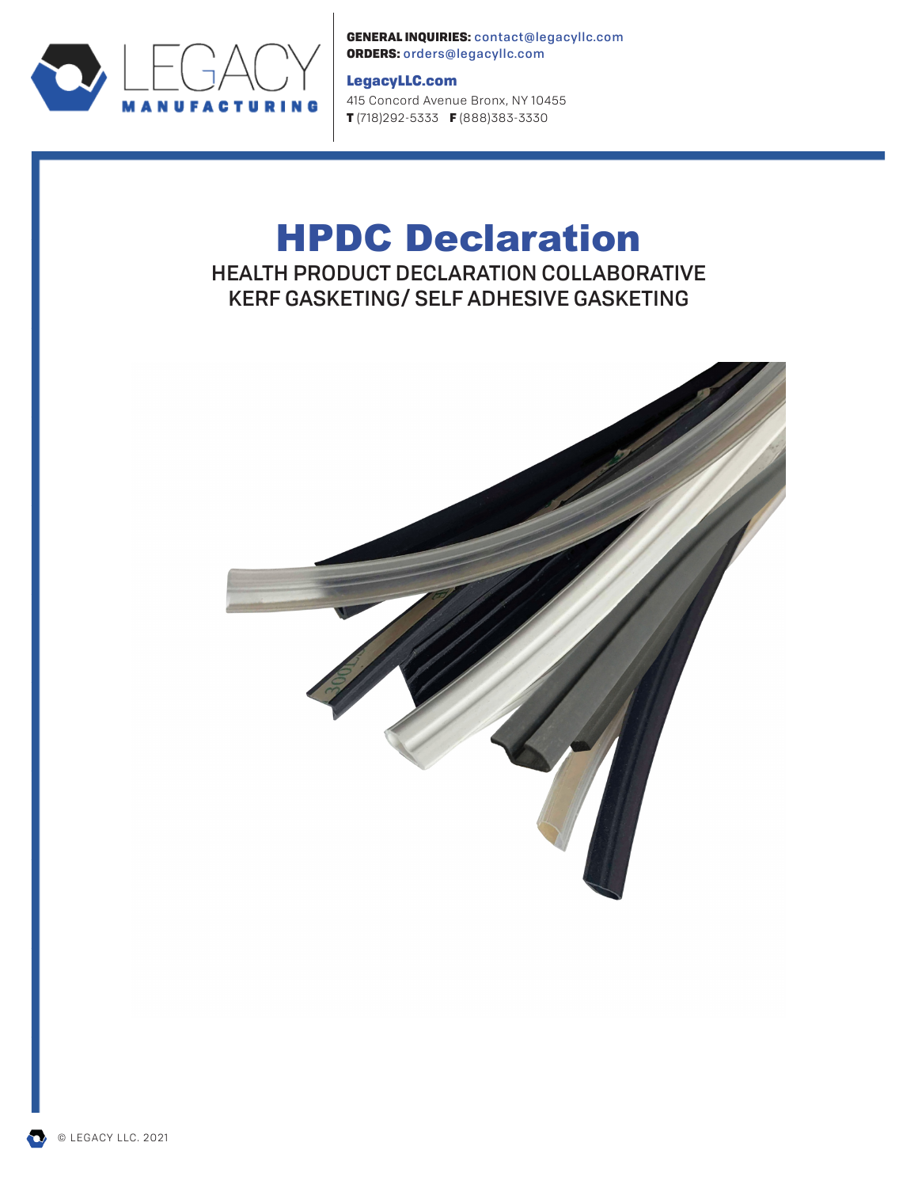LEGACY MANUFACTURING

**GENERAL INQUIRIES:** contact@legacyllc.com
**ORDERS:** orders@legacyllc.com

**LegacyLLC.com**
415 Concord Avenue Bronx, NY 10455
**T** (718)292-5333 **F** (888)383-3330

# HPDC Declaration

HEALTH PRODUCT DECLARATION COLLABORATIVE
KERF GASKETING/ SELF ADHESIVE GASKETING

© LEGACY LLC. 2021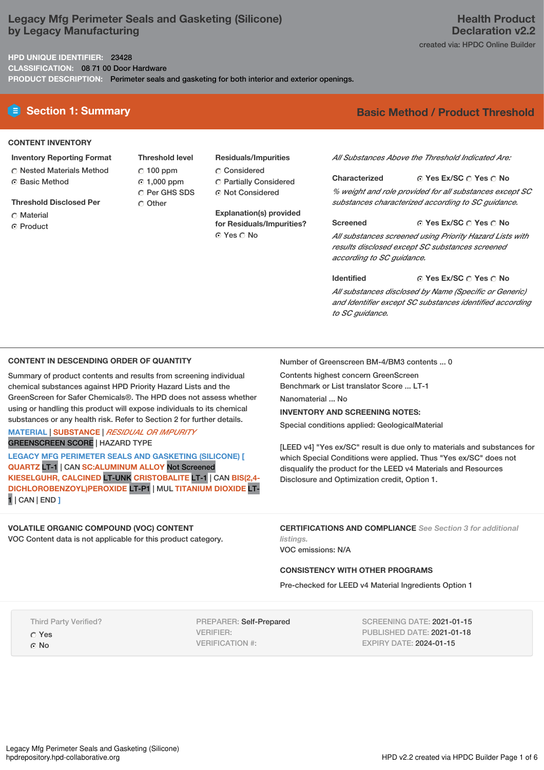# Legacy Mfg Perimeter Seals and Gasketing (Silicone)
## by Legacy Manufacturing

**Health Product Declaration v2.2**

created via: HPDC Online Builder

**HPD UNIQUE IDENTIFIER:** 23428
**CLASSIFICATION:** 08 71 00 Door Hardware
**PRODUCT DESCRIPTION:** Perimeter seals and gasketing for both interior and exterior openings.

## Section 1: Summary

**Basic Method / Product Threshold**

### CONTENT INVENTORY

**Inventory Reporting Format**
- ○ Nested Materials Method
- ● Basic Method

**Threshold Disclosed Per**
- ○ Material
- ● Product

**Threshold level**
- ○ 100 ppm
- ● 1,000 ppm
- ○ Per GHS SDS
- ○ Other

**Residuals/Impurities**
- ○ Considered
- ○ Partially Considered
- ● Not Considered

**Explanation(s) provided for Residuals/Impurities?**
● Yes ○ No

*All Substances Above the Threshold Indicated Are:*

**Characterized** ● Yes Ex/SC ○ Yes ○ No
*% weight and role provided for all substances except SC substances characterized according to SC guidance.*

**Screened** ● Yes Ex/SC ○ Yes ○ No
*All substances screened using Priority Hazard Lists with results disclosed except SC substances screened according to SC guidance.*

**Identified** ● Yes Ex/SC ○ Yes ○ No
*All substances disclosed by Name (Specific or Generic) and Identifier except SC substances identified according to SC guidance.*

### CONTENT IN DESCENDING ORDER OF QUANTITY

Summary of product contents and results from screening individual chemical substances against HPD Priority Hazard Lists and the GreenScreen for Safer Chemicals®. The HPD does not assess whether using or handling this product will expose individuals to its chemical substances or any health risk. Refer to Section 2 for further details.

MATERIAL | SUBSTANCE | *RESIDUAL OR IMPURITY*
GREENSCREEN SCORE | HAZARD TYPE

**LEGACY MFG PERIMETER SEALS AND GASKETING (SILICONE) [** QUARTZ LT-1 | CAN SC:ALUMINUM ALLOY Not Screened KIESELGUHR, CALCINED LT-UNK CRISTOBALITE LT-1 | CAN BIS(2,4-DICHLOROBENZOYL)PEROXIDE LT-P1 | MUL TITANIUM DIOXIDE LT-1 | CAN | END **]**

Number of Greenscreen BM-4/BM3 contents ... 0

Contents highest concern GreenScreen Benchmark or List translator Score ... LT-1

Nanomaterial ... No

**INVENTORY AND SCREENING NOTES:**

Special conditions applied: GeologicalMaterial

[LEED v4] "Yes ex/SC" result is due only to materials and substances for which Special Conditions were applied. Thus "Yes ex/SC" does not disqualify the product for the LEED v4 Materials and Resources Disclosure and Optimization credit, Option 1.

### VOLATILE ORGANIC COMPOUND (VOC) CONTENT

VOC Content data is not applicable for this product category.

### CERTIFICATIONS AND COMPLIANCE *See Section 3 for additional listings.*

VOC emissions: N/A

### CONSISTENCY WITH OTHER PROGRAMS

Pre-checked for LEED v4 Material Ingredients Option 1

Third Party Verified?
- ○ Yes
- ● No

PREPARER: Self-Prepared
VERIFIER:
VERIFICATION #:

SCREENING DATE: 2021-01-15
PUBLISHED DATE: 2021-01-18
EXPIRY DATE: 2024-01-15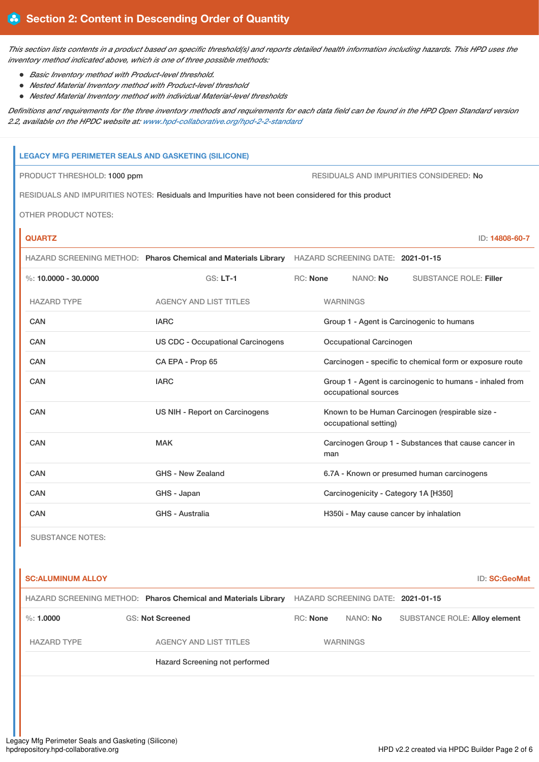## Section 2: Content in Descending Order of Quantity

*This section lists contents in a product based on specific threshold(s) and reports detailed health information including hazards. This HPD uses the inventory method indicated above, which is one of three possible methods:*

- *Basic Inventory method with Product-level threshold.*
- *Nested Material Inventory method with Product-level threshold*
- *Nested Material Inventory method with individual Material-level thresholds*

*Definitions and requirements for the three inventory methods and requirements for each data field can be found in the HPD Open Standard version 2.2, available on the HPDC website at: www.hpd-collaborative.org/hpd-2-2-standard*

### LEGACY MFG PERIMETER SEALS AND GASKETING (SILICONE)

PRODUCT THRESHOLD: 1000 ppm

RESIDUALS AND IMPURITIES CONSIDERED: No

RESIDUALS AND IMPURITIES NOTES: Residuals and Impurities have not been considered for this product

OTHER PRODUCT NOTES:

#### QUARTZ

ID: 14808-60-7

HAZARD SCREENING METHOD: **Pharos Chemical and Materials Library** HAZARD SCREENING DATE: **2021-01-15**

%: **10.0000 - 30.0000** GS: **LT-1** RC: **None** NANO: **No** SUBSTANCE ROLE: **Filler**

| HAZARD TYPE | AGENCY AND LIST TITLES | WARNINGS |
|---|---|---|
| CAN | IARC | Group 1 - Agent is Carcinogenic to humans |
| CAN | US CDC - Occupational Carcinogens | Occupational Carcinogen |
| CAN | CA EPA - Prop 65 | Carcinogen - specific to chemical form or exposure route |
| CAN | IARC | Group 1 - Agent is carcinogenic to humans - inhaled from occupational sources |
| CAN | US NIH - Report on Carcinogens | Known to be Human Carcinogen (respirable size - occupational setting) |
| CAN | MAK | Carcinogen Group 1 - Substances that cause cancer in man |
| CAN | GHS - New Zealand | 6.7A - Known or presumed human carcinogens |
| CAN | GHS - Japan | Carcinogenicity - Category 1A [H350] |
| CAN | GHS - Australia | H350i - May cause cancer by inhalation |

SUBSTANCE NOTES:

#### SC:ALUMINUM ALLOY

ID: SC:GeoMat

HAZARD SCREENING METHOD: **Pharos Chemical and Materials Library** HAZARD SCREENING DATE: **2021-01-15**

%: **1.0000** GS: **Not Screened** RC: **None** NANO: **No** SUBSTANCE ROLE: **Alloy element**

| HAZARD TYPE | AGENCY AND LIST TITLES | WARNINGS |
|---|---|---|
| | Hazard Screening not performed | |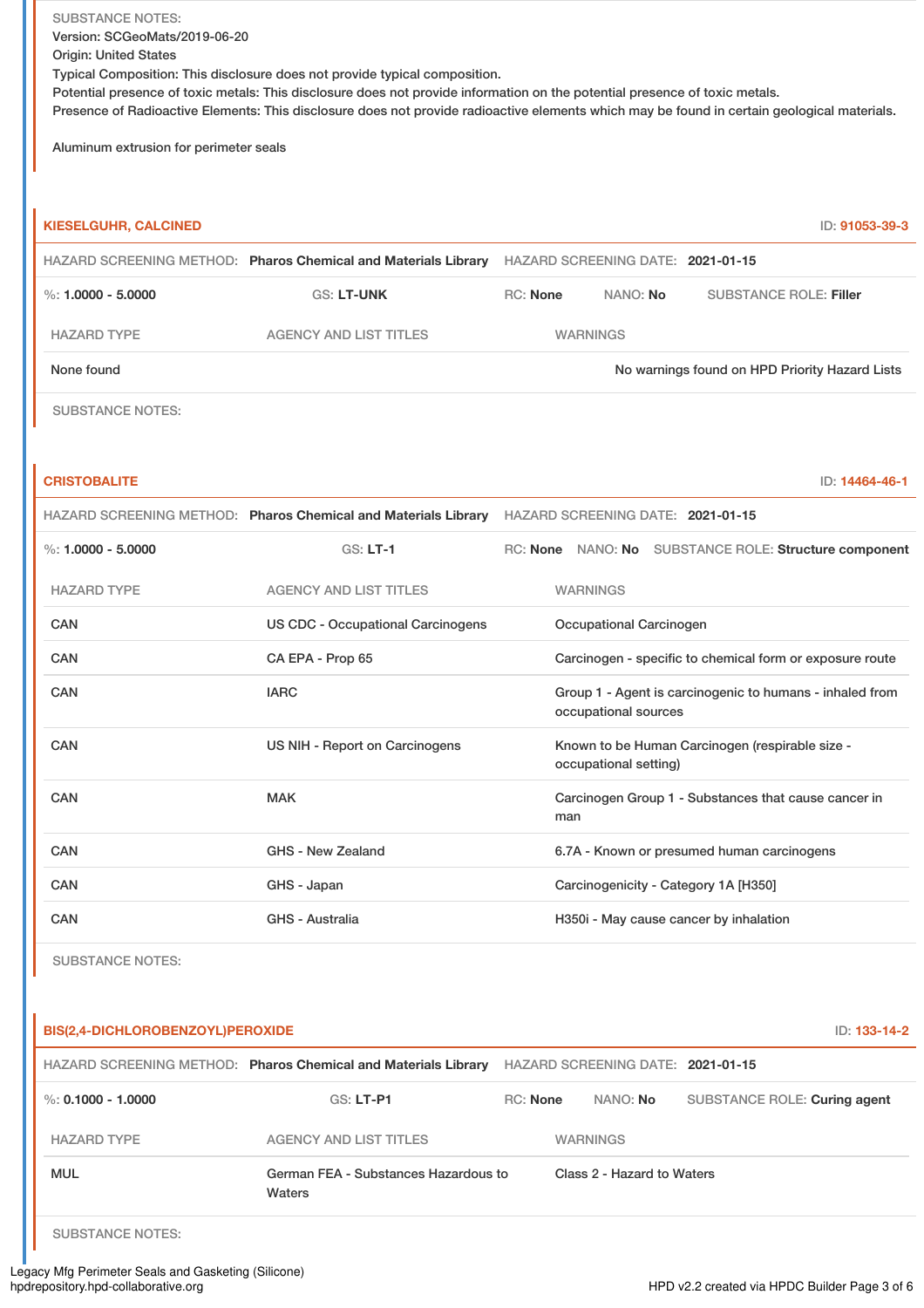SUBSTANCE NOTES:
Version: SCGeoMats/2019-06-20
Origin: United States
Typical Composition: This disclosure does not provide typical composition.
Potential presence of toxic metals: This disclosure does not provide information on the potential presence of toxic metals.
Presence of Radioactive Elements: This disclosure does not provide radioactive elements which may be found in certain geological materials.

Aluminum extrusion for perimeter seals

## KIESELGUHR, CALCINED

ID: 91053-39-3

HAZARD SCREENING METHOD: **Pharos Chemical and Materials Library** HAZARD SCREENING DATE: **2021-01-15**

%: **1.0000 - 5.0000** GS: **LT-UNK** RC: **None** NANO: **No** SUBSTANCE ROLE: **Filler**

| HAZARD TYPE | AGENCY AND LIST TITLES | WARNINGS |
| --- | --- | --- |
| None found | | No warnings found on HPD Priority Hazard Lists |

SUBSTANCE NOTES:

## CRISTOBALITE

ID: 14464-46-1

HAZARD SCREENING METHOD: **Pharos Chemical and Materials Library** HAZARD SCREENING DATE: **2021-01-15**

%: **1.0000 - 5.0000** GS: **LT-1** RC: **None** NANO: **No** SUBSTANCE ROLE: **Structure component**

| HAZARD TYPE | AGENCY AND LIST TITLES | WARNINGS |
| --- | --- | --- |
| CAN | US CDC - Occupational Carcinogens | Occupational Carcinogen |
| CAN | CA EPA - Prop 65 | Carcinogen - specific to chemical form or exposure route |
| CAN | IARC | Group 1 - Agent is carcinogenic to humans - inhaled from occupational sources |
| CAN | US NIH - Report on Carcinogens | Known to be Human Carcinogen (respirable size - occupational setting) |
| CAN | MAK | Carcinogen Group 1 - Substances that cause cancer in man |
| CAN | GHS - New Zealand | 6.7A - Known or presumed human carcinogens |
| CAN | GHS - Japan | Carcinogenicity - Category 1A [H350] |
| CAN | GHS - Australia | H350i - May cause cancer by inhalation |

SUBSTANCE NOTES:

## BIS(2,4-DICHLOROBENZOYL)PEROXIDE

ID: 133-14-2

HAZARD SCREENING METHOD: **Pharos Chemical and Materials Library** HAZARD SCREENING DATE: **2021-01-15**

%: **0.1000 - 1.0000** GS: **LT-P1** RC: **None** NANO: **No** SUBSTANCE ROLE: **Curing agent**

| HAZARD TYPE | AGENCY AND LIST TITLES | WARNINGS |
| --- | --- | --- |
| MUL | German FEA - Substances Hazardous to Waters | Class 2 - Hazard to Waters |

SUBSTANCE NOTES: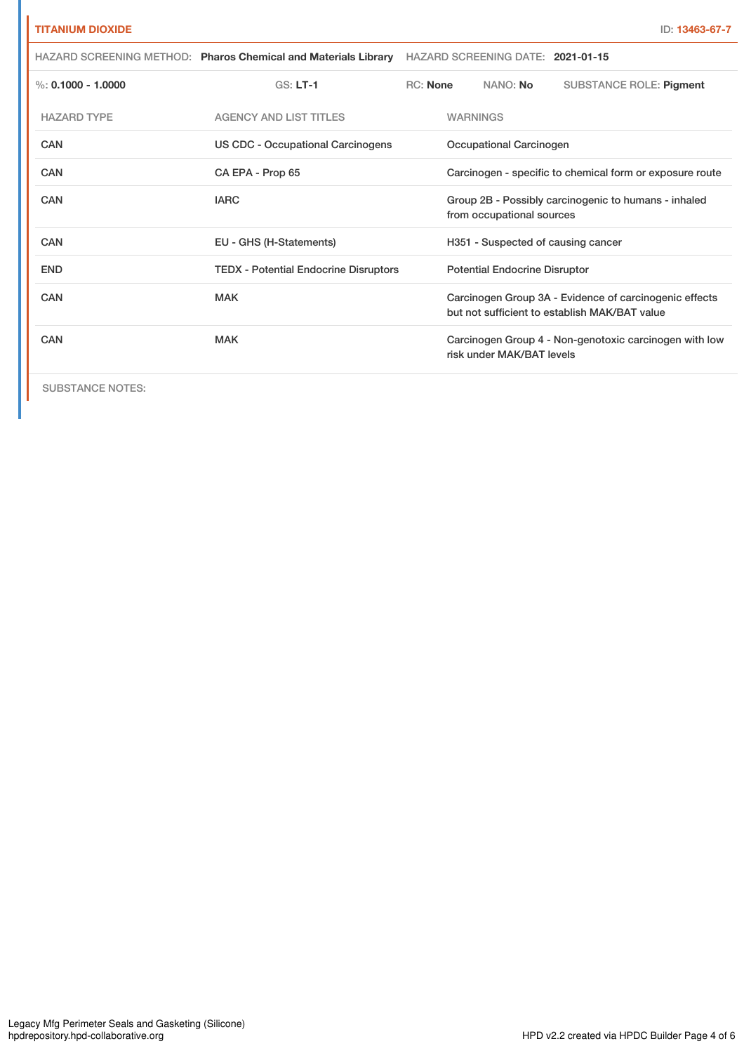**TITANIUM DIOXIDE** ID: **13463-67-7**

HAZARD SCREENING METHOD: **Pharos Chemical and Materials Library** HAZARD SCREENING DATE: **2021-01-15**

%: **0.1000 - 1.0000** GS: **LT-1** RC: **None** NANO: **No** SUBSTANCE ROLE: **Pigment**

| HAZARD TYPE | AGENCY AND LIST TITLES | WARNINGS |
|---|---|---|
| CAN | US CDC - Occupational Carcinogens | Occupational Carcinogen |
| CAN | CA EPA - Prop 65 | Carcinogen - specific to chemical form or exposure route |
| CAN | IARC | Group 2B - Possibly carcinogenic to humans - inhaled from occupational sources |
| CAN | EU - GHS (H-Statements) | H351 - Suspected of causing cancer |
| END | TEDX - Potential Endocrine Disruptors | Potential Endocrine Disruptor |
| CAN | MAK | Carcinogen Group 3A - Evidence of carcinogenic effects but not sufficient to establish MAK/BAT value |
| CAN | MAK | Carcinogen Group 4 - Non-genotoxic carcinogen with low risk under MAK/BAT levels |

SUBSTANCE NOTES: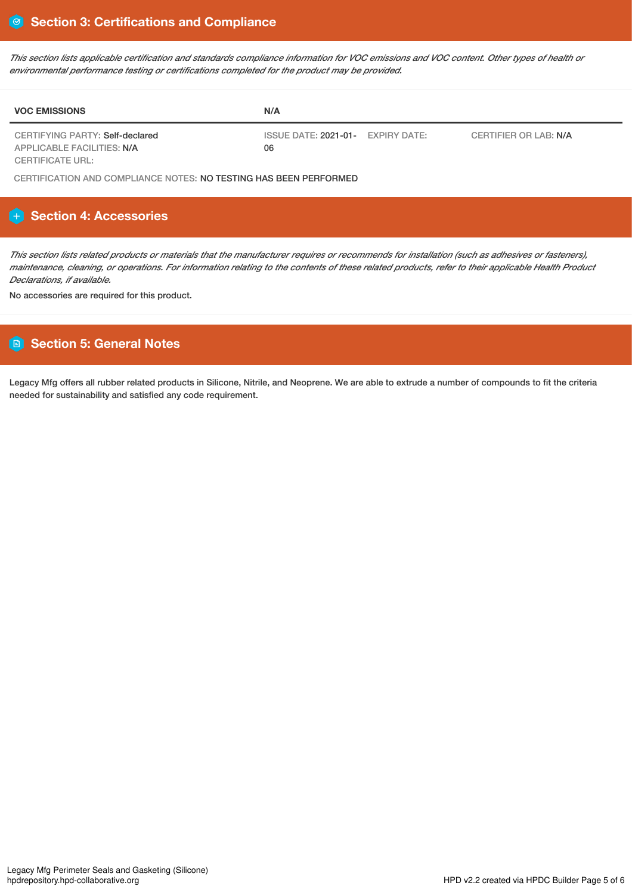## Section 3: Certifications and Compliance

*This section lists applicable certification and standards compliance information for VOC emissions and VOC content. Other types of health or environmental performance testing or certifications completed for the product may be provided.*

| VOC EMISSIONS | N/A | | |
|---|---|---|---|
| CERTIFYING PARTY: Self-declared<br>APPLICABLE FACILITIES: N/A<br>CERTIFICATE URL: | ISSUE DATE: 2021-01-06 | EXPIRY DATE: | CERTIFIER OR LAB: N/A |

CERTIFICATION AND COMPLIANCE NOTES: NO TESTING HAS BEEN PERFORMED

## Section 4: Accessories

*This section lists related products or materials that the manufacturer requires or recommends for installation (such as adhesives or fasteners), maintenance, cleaning, or operations. For information relating to the contents of these related products, refer to their applicable Health Product Declarations, if available.*

No accessories are required for this product.

## Section 5: General Notes

Legacy Mfg offers all rubber related products in Silicone, Nitrile, and Neoprene. We are able to extrude a number of compounds to fit the criteria needed for sustainability and satisfied any code requirement.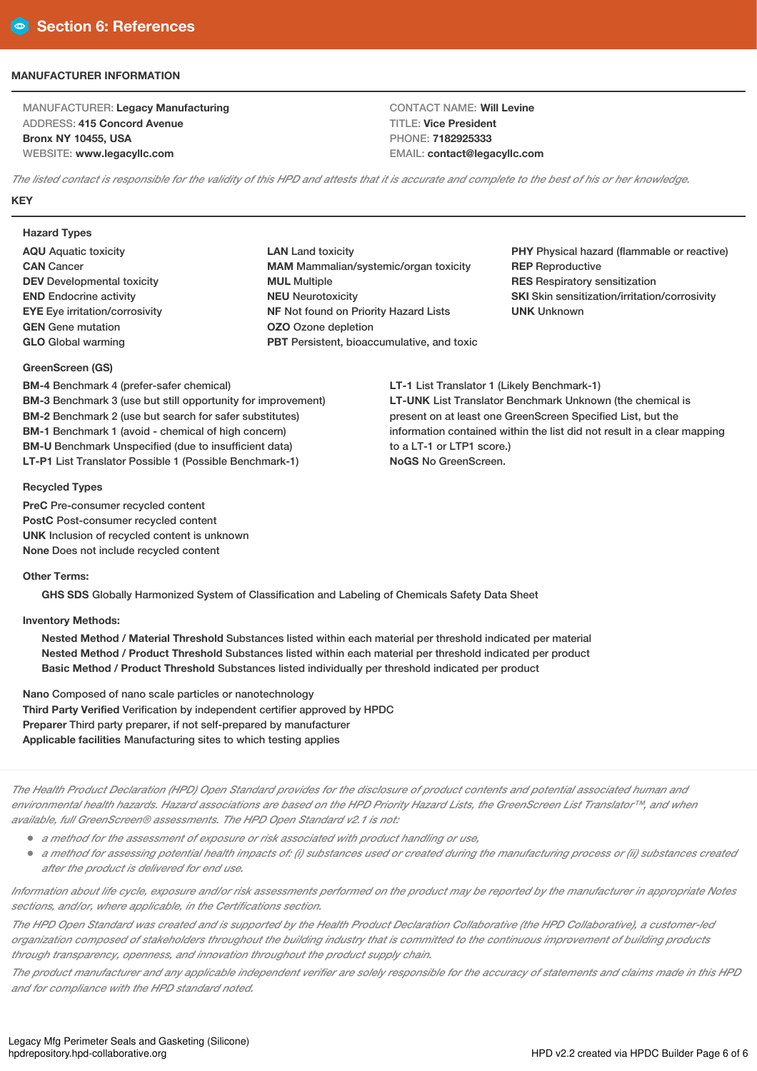# Section 6: References

## MANUFACTURER INFORMATION

MANUFACTURER: **Legacy Manufacturing**
ADDRESS: **415 Concord Avenue**
**Bronx NY 10455, USA**
WEBSITE: **www.legacyllc.com**

CONTACT NAME: **Will Levine**
TITLE: **Vice President**
PHONE: **7182925333**
EMAIL: **contact@legacyllc.com**

*The listed contact is responsible for the validity of this HPD and attests that it is accurate and complete to the best of his or her knowledge.*

## KEY

### Hazard Types

**AQU** Aquatic toxicity
**CAN** Cancer
**DEV** Developmental toxicity
**END** Endocrine activity
**EYE** Eye irritation/corrosivity
**GEN** Gene mutation
**GLO** Global warming
**LAN** Land toxicity
**MAM** Mammalian/systemic/organ toxicity
**MUL** Multiple
**NEU** Neurotoxicity
**NF** Not found on Priority Hazard Lists
**OZO** Ozone depletion
**PBT** Persistent, bioaccumulative, and toxic
**PHY** Physical hazard (flammable or reactive)
**REP** Reproductive
**RES** Respiratory sensitization
**SKI** Skin sensitization/irritation/corrosivity
**UNK** Unknown

### GreenScreen (GS)

**BM-4** Benchmark 4 (prefer-safer chemical)
**BM-3** Benchmark 3 (use but still opportunity for improvement)
**BM-2** Benchmark 2 (use but search for safer substitutes)
**BM-1** Benchmark 1 (avoid - chemical of high concern)
**BM-U** Benchmark Unspecified (due to insufficient data)
**LT-P1** List Translator Possible 1 (Possible Benchmark-1)
**LT-1** List Translator 1 (Likely Benchmark-1)
**LT-UNK** List Translator Benchmark Unknown (the chemical is present on at least one GreenScreen Specified List, but the information contained within the list did not result in a clear mapping to a LT-1 or LTP1 score.)
**NoGS** No GreenScreen.

### Recycled Types

**PreC** Pre-consumer recycled content
**PostC** Post-consumer recycled content
**UNK** Inclusion of recycled content is unknown
**None** Does not include recycled content

### Other Terms:

**GHS SDS** Globally Harmonized System of Classification and Labeling of Chemicals Safety Data Sheet

### Inventory Methods:

**Nested Method / Material Threshold** Substances listed within each material per threshold indicated per material
**Nested Method / Product Threshold** Substances listed within each material per threshold indicated per product
**Basic Method / Product Threshold** Substances listed individually per threshold indicated per product

**Nano** Composed of nano scale particles or nanotechnology
**Third Party Verified** Verification by independent certifier approved by HPDC
**Preparer** Third party preparer, if not self-prepared by manufacturer
**Applicable facilities** Manufacturing sites to which testing applies

*The Health Product Declaration (HPD) Open Standard provides for the disclosure of product contents and potential associated human and environmental health hazards. Hazard associations are based on the HPD Priority Hazard Lists, the GreenScreen List Translator™, and when available, full GreenScreen® assessments. The HPD Open Standard v2.1 is not:*

- *a method for the assessment of exposure or risk associated with product handling or use,*
- *a method for assessing potential health impacts of: (i) substances used or created during the manufacturing process or (ii) substances created after the product is delivered for end use.*

*Information about life cycle, exposure and/or risk assessments performed on the product may be reported by the manufacturer in appropriate Notes sections, and/or, where applicable, in the Certifications section.*

*The HPD Open Standard was created and is supported by the Health Product Declaration Collaborative (the HPD Collaborative), a customer-led organization composed of stakeholders throughout the building industry that is committed to the continuous improvement of building products through transparency, openness, and innovation throughout the product supply chain.*

*The product manufacturer and any applicable independent verifier are solely responsible for the accuracy of statements and claims made in this HPD and for compliance with the HPD standard noted.*